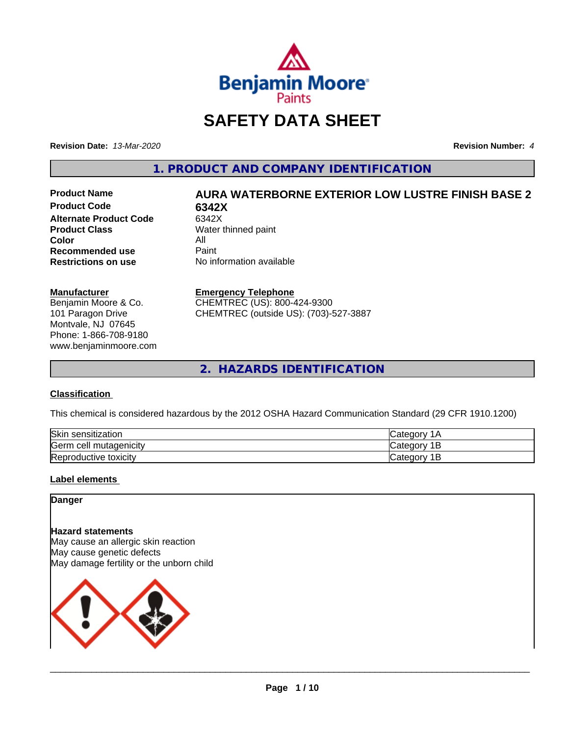# SAFETY DATA SHEET

**Revision Date:** *13-Mar-2020* **Revision Number:** *4*

## 1. PRODUCT AND COMPANY IDENTIFICATION

| | |
|---|---|
| **Product Name** | **AURA WATERBORNE EXTERIOR LOW LUSTRE FINISH BASE 2** |
| **Product Code** | **6342X** |
| **Alternate Product Code** | 6342X |
| **Product Class** | Water thinned paint |
| **Color** | All |
| **Recommended use** | Paint |
| **Restrictions on use** | No information available |

**Manufacturer**
Benjamin Moore & Co.
101 Paragon Drive
Montvale, NJ 07645
Phone: 1-866-708-9180
www.benjaminmoore.com

**Emergency Telephone**
CHEMTREC (US): 800-424-9300
CHEMTREC (outside US): (703)-527-3887

## 2. HAZARDS IDENTIFICATION

**Classification**

This chemical is considered hazardous by the 2012 OSHA Hazard Communication Standard (29 CFR 1910.1200)

| | |
|---|---|
| Skin sensitization | Category 1A |
| Germ cell mutagenicity | Category 1B |
| Reproductive toxicity | Category 1B |

**Label elements**

**Danger**

**Hazard statements**
May cause an allergic skin reaction
May cause genetic defects
May damage fertility or the unborn child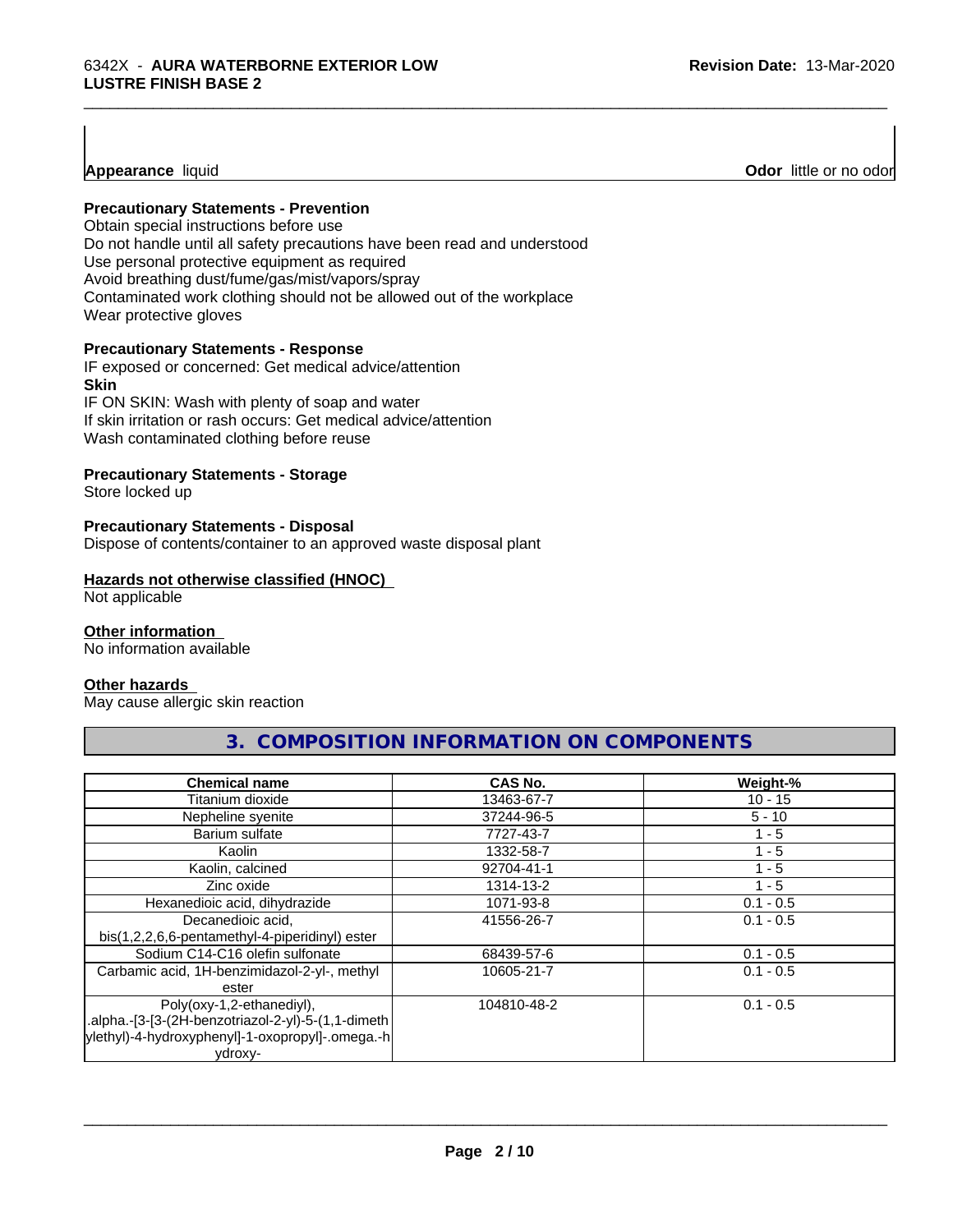**Appearance** liquid **Odor** little or no odor

**Precautionary Statements - Prevention**

Obtain special instructions before use
Do not handle until all safety precautions have been read and understood
Use personal protective equipment as required
Avoid breathing dust/fume/gas/mist/vapors/spray
Contaminated work clothing should not be allowed out of the workplace
Wear protective gloves

**Precautionary Statements - Response**

IF exposed or concerned: Get medical advice/attention

**Skin**

IF ON SKIN: Wash with plenty of soap and water
If skin irritation or rash occurs: Get medical advice/attention
Wash contaminated clothing before reuse

**Precautionary Statements - Storage**

Store locked up

**Precautionary Statements - Disposal**

Dispose of contents/container to an approved waste disposal plant

**Hazards not otherwise classified (HNOC)**

Not applicable

**Other information**

No information available

**Other hazards**

May cause allergic skin reaction

## 3. COMPOSITION INFORMATION ON COMPONENTS

| Chemical name | CAS No. | Weight-% |
|---|---|---|
| Titanium dioxide | 13463-67-7 | 10 - 15 |
| Nepheline syenite | 37244-96-5 | 5 - 10 |
| Barium sulfate | 7727-43-7 | 1 - 5 |
| Kaolin | 1332-58-7 | 1 - 5 |
| Kaolin, calcined | 92704-41-1 | 1 - 5 |
| Zinc oxide | 1314-13-2 | 1 - 5 |
| Hexanedioic acid, dihydrazide | 1071-93-8 | 0.1 - 0.5 |
| Decanedioic acid, bis(1,2,2,6,6-pentamethyl-4-piperidinyl) ester | 41556-26-7 | 0.1 - 0.5 |
| Sodium C14-C16 olefin sulfonate | 68439-57-6 | 0.1 - 0.5 |
| Carbamic acid, 1H-benzimidazol-2-yl-, methyl ester | 10605-21-7 | 0.1 - 0.5 |
| Poly(oxy-1,2-ethanediyl), .alpha.-[3-[3-(2H-benzotriazol-2-yl)-5-(1,1-dimethylethyl)-4-hydroxyphenyl]-1-oxopropyl]-.omega.-hydroxy- | 104810-48-2 | 0.1 - 0.5 |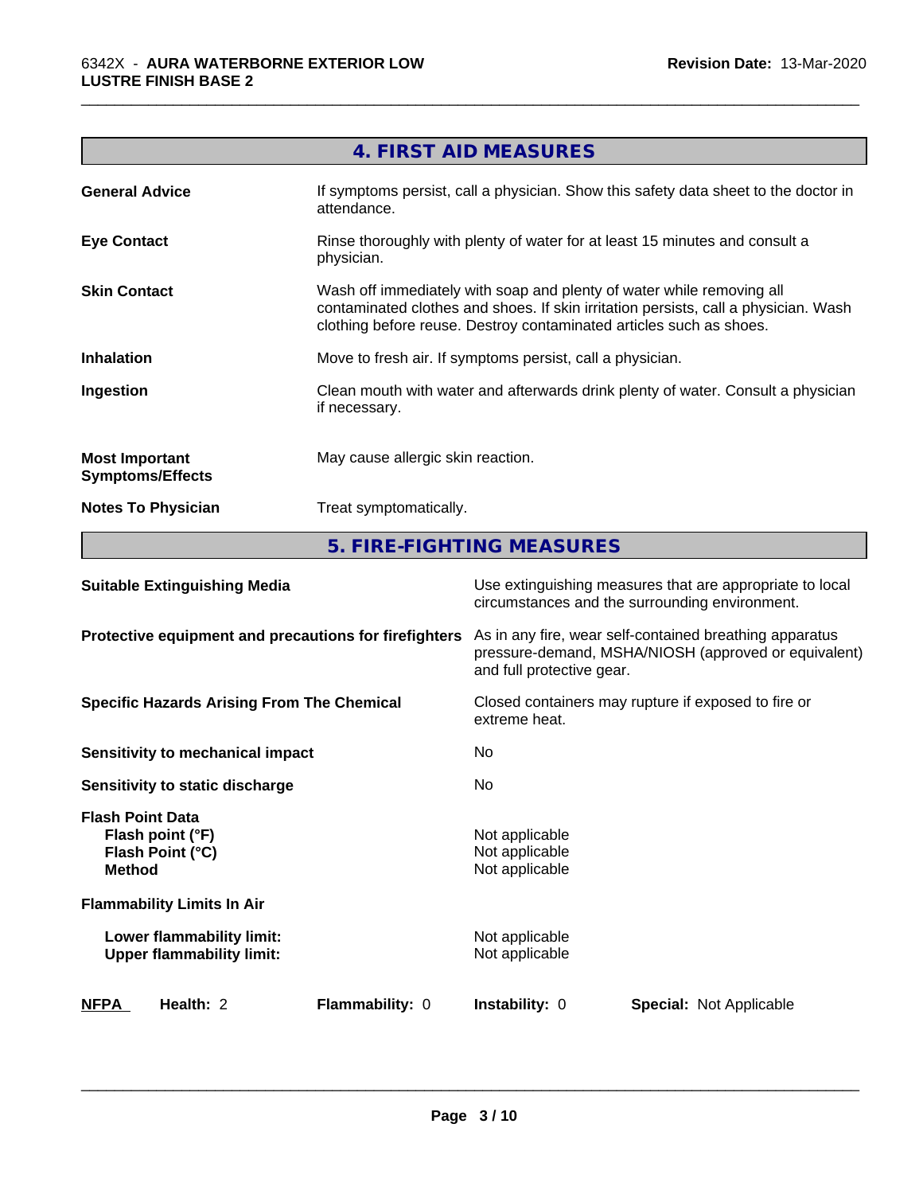## 4. FIRST AID MEASURES

| | |
|---|---|
| **General Advice** | If symptoms persist, call a physician. Show this safety data sheet to the doctor in attendance. |
| **Eye Contact** | Rinse thoroughly with plenty of water for at least 15 minutes and consult a physician. |
| **Skin Contact** | Wash off immediately with soap and plenty of water while removing all contaminated clothes and shoes. If skin irritation persists, call a physician. Wash clothing before reuse. Destroy contaminated articles such as shoes. |
| **Inhalation** | Move to fresh air. If symptoms persist, call a physician. |
| **Ingestion** | Clean mouth with water and afterwards drink plenty of water. Consult a physician if necessary. |
| **Most Important Symptoms/Effects** | May cause allergic skin reaction. |
| **Notes To Physician** | Treat symptomatically. |

## 5. FIRE-FIGHTING MEASURES

| | |
|---|---|
| **Suitable Extinguishing Media** | Use extinguishing measures that are appropriate to local circumstances and the surrounding environment. |
| **Protective equipment and precautions for firefighters** | As in any fire, wear self-contained breathing apparatus pressure-demand, MSHA/NIOSH (approved or equivalent) and full protective gear. |
| **Specific Hazards Arising From The Chemical** | Closed containers may rupture if exposed to fire or extreme heat. |
| **Sensitivity to mechanical impact** | No |
| **Sensitivity to static discharge** | No |
| **Flash Point Data** | |
| **Flash point (°F)** | Not applicable |
| **Flash Point (°C)** | Not applicable |
| **Method** | Not applicable |
| **Flammability Limits In Air** | |
| **Lower flammability limit:** | Not applicable |
| **Upper flammability limit:** | Not applicable |

**NFPA** Health: 2 **Flammability:** 0 **Instability:** 0 **Special:** Not Applicable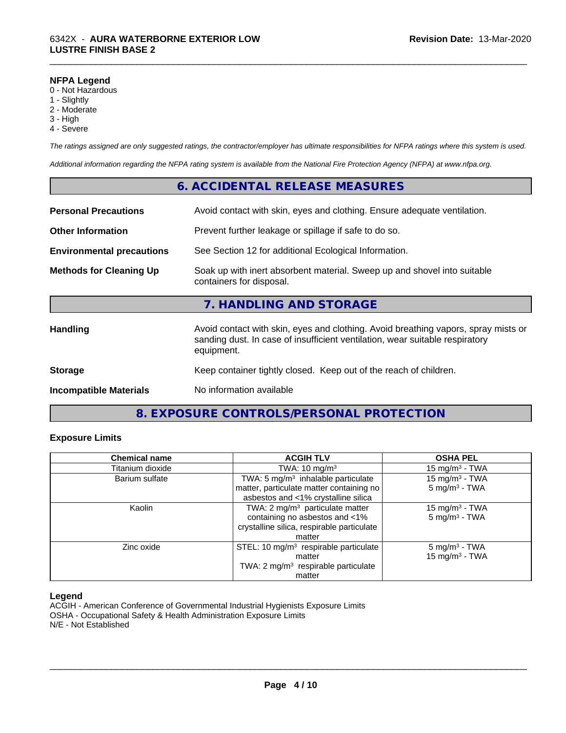### NFPA Legend

0 - Not Hazardous
1 - Slightly
2 - Moderate
3 - High
4 - Severe

*The ratings assigned are only suggested ratings, the contractor/employer has ultimate responsibilities for NFPA ratings where this system is used.*

*Additional information regarding the NFPA rating system is available from the National Fire Protection Agency (NFPA) at www.nfpa.org.*

## 6. ACCIDENTAL RELEASE MEASURES

**Personal Precautions** Avoid contact with skin, eyes and clothing. Ensure adequate ventilation.

**Other Information** Prevent further leakage or spillage if safe to do so.

**Environmental precautions** See Section 12 for additional Ecological Information.

**Methods for Cleaning Up** Soak up with inert absorbent material. Sweep up and shovel into suitable containers for disposal.

## 7. HANDLING AND STORAGE

**Handling** Avoid contact with skin, eyes and clothing. Avoid breathing vapors, spray mists or sanding dust. In case of insufficient ventilation, wear suitable respiratory equipment.

**Storage** Keep container tightly closed. Keep out of the reach of children.

**Incompatible Materials** No information available

## 8. EXPOSURE CONTROLS/PERSONAL PROTECTION

### Exposure Limits

| Chemical name | ACGIH TLV | OSHA PEL |
|---|---|---|
| Titanium dioxide | TWA: 10 mg/m$^3$ | 15 mg/m$^3$ - TWA |
| Barium sulfate | TWA: 5 mg/m$^3$ inhalable particulate matter, particulate matter containing no asbestos and <1% crystalline silica | 15 mg/m$^3$ - TWA<br>5 mg/m$^3$ - TWA |
| Kaolin | TWA: 2 mg/m$^3$ particulate matter containing no asbestos and <1% crystalline silica, respirable particulate matter | 15 mg/m$^3$ - TWA<br>5 mg/m$^3$ - TWA |
| Zinc oxide | STEL: 10 mg/m$^3$ respirable particulate matter<br>TWA: 2 mg/m$^3$ respirable particulate matter | 5 mg/m$^3$ - TWA<br>15 mg/m$^3$ - TWA |

### Legend

ACGIH - American Conference of Governmental Industrial Hygienists Exposure Limits
OSHA - Occupational Safety & Health Administration Exposure Limits
N/E - Not Established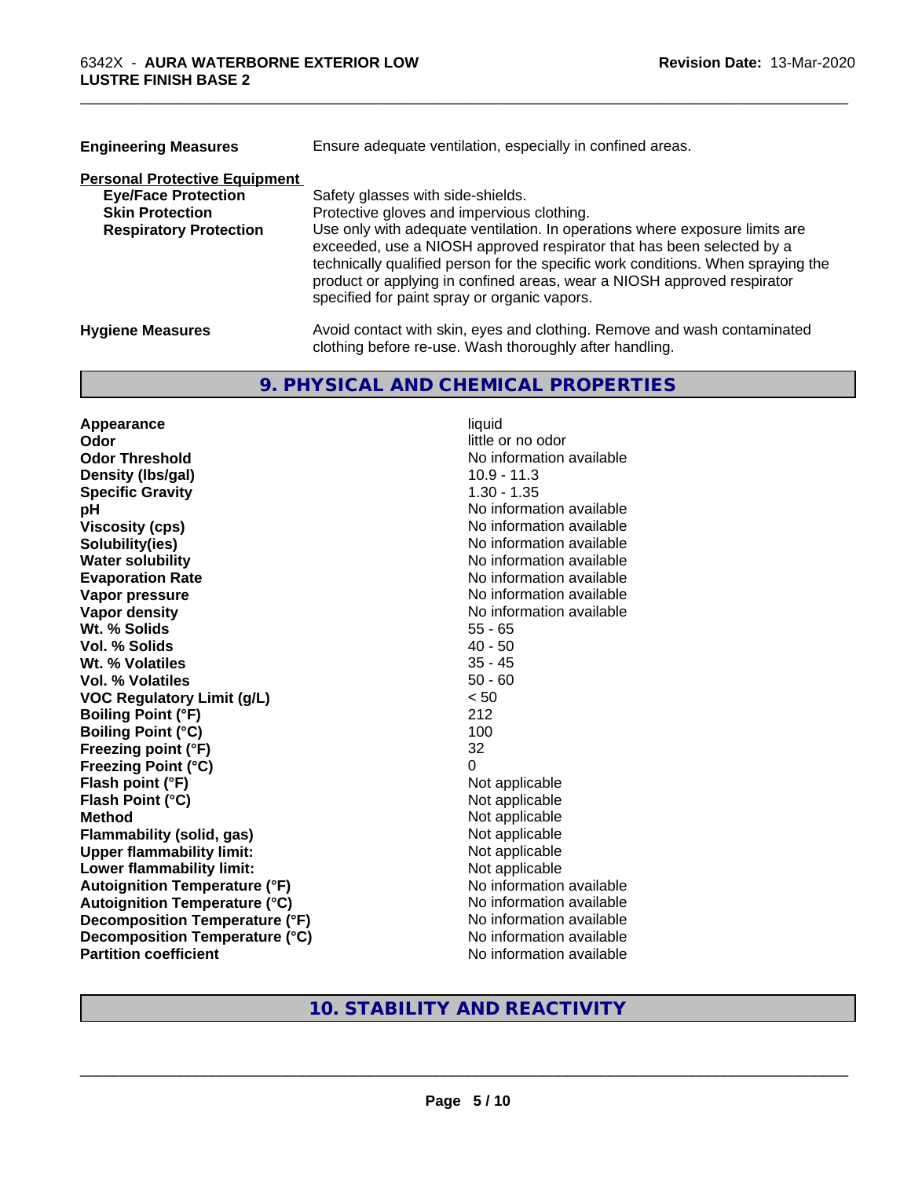| | |
|---|---|
| **Engineering Measures** | Ensure adequate ventilation, especially in confined areas. |

**Personal Protective Equipment**

| | |
|---|---|
| **Eye/Face Protection** | Safety glasses with side-shields. |
| **Skin Protection** | Protective gloves and impervious clothing. |
| **Respiratory Protection** | Use only with adequate ventilation. In operations where exposure limits are exceeded, use a NIOSH approved respirator that has been selected by a technically qualified person for the specific work conditions. When spraying the product or applying in confined areas, wear a NIOSH approved respirator specified for paint spray or organic vapors. |

| | |
|---|---|
| **Hygiene Measures** | Avoid contact with skin, eyes and clothing. Remove and wash contaminated clothing before re-use. Wash thoroughly after handling. |

## 9. PHYSICAL AND CHEMICAL PROPERTIES

| | |
|---|---|
| **Appearance** | liquid |
| **Odor** | little or no odor |
| **Odor Threshold** | No information available |
| **Density (lbs/gal)** | 10.9 - 11.3 |
| **Specific Gravity** | 1.30 - 1.35 |
| **pH** | No information available |
| **Viscosity (cps)** | No information available |
| **Solubility(ies)** | No information available |
| **Water solubility** | No information available |
| **Evaporation Rate** | No information available |
| **Vapor pressure** | No information available |
| **Vapor density** | No information available |
| **Wt. % Solids** | 55 - 65 |
| **Vol. % Solids** | 40 - 50 |
| **Wt. % Volatiles** | 35 - 45 |
| **Vol. % Volatiles** | 50 - 60 |
| **VOC Regulatory Limit (g/L)** | < 50 |
| **Boiling Point (°F)** | 212 |
| **Boiling Point (°C)** | 100 |
| **Freezing point (°F)** | 32 |
| **Freezing Point (°C)** | 0 |
| **Flash point (°F)** | Not applicable |
| **Flash Point (°C)** | Not applicable |
| **Method** | Not applicable |
| **Flammability (solid, gas)** | Not applicable |
| **Upper flammability limit:** | Not applicable |
| **Lower flammability limit:** | Not applicable |
| **Autoignition Temperature (°F)** | No information available |
| **Autoignition Temperature (°C)** | No information available |
| **Decomposition Temperature (°F)** | No information available |
| **Decomposition Temperature (°C)** | No information available |
| **Partition coefficient** | No information available |

## 10. STABILITY AND REACTIVITY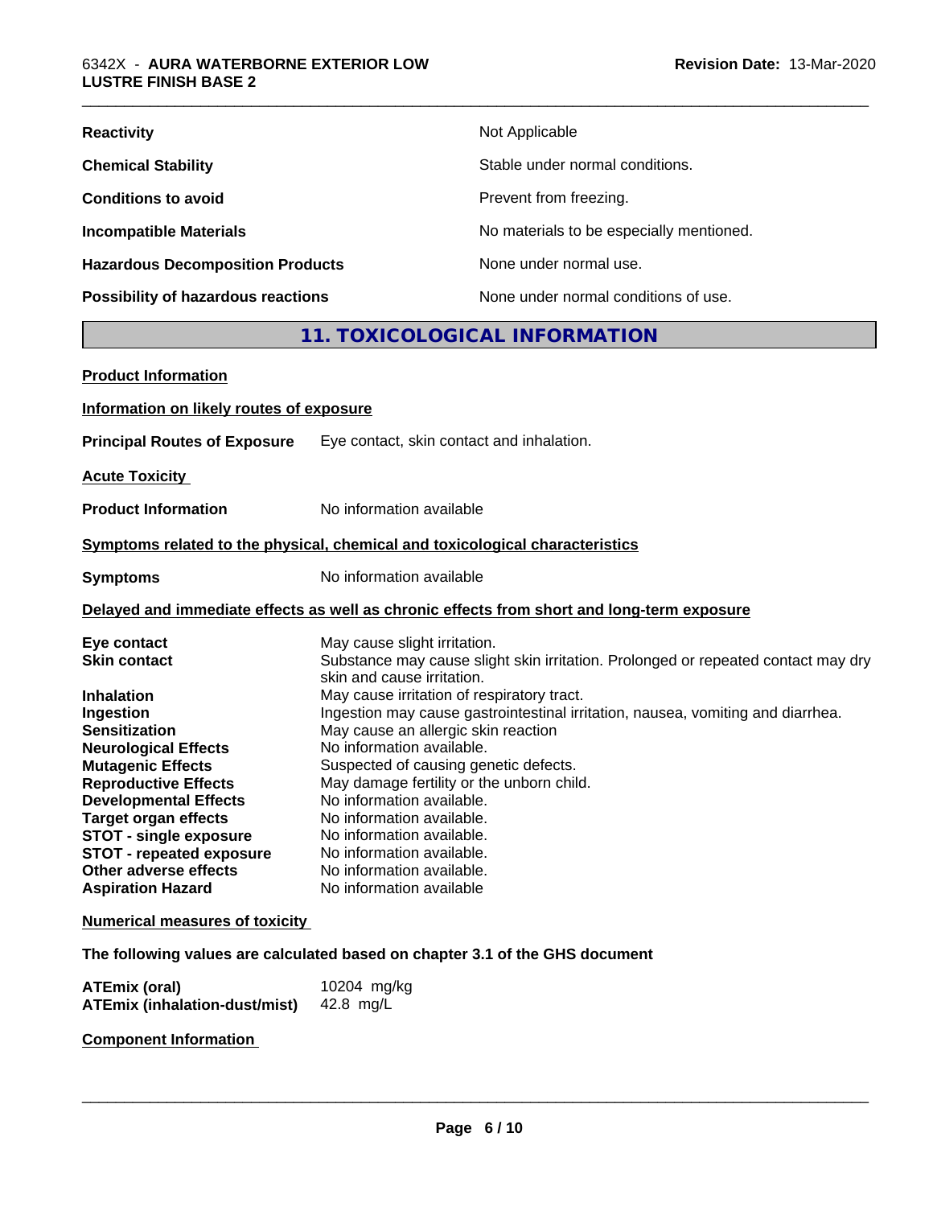| | |
|---|---|
| **Reactivity** | Not Applicable |
| **Chemical Stability** | Stable under normal conditions. |
| **Conditions to avoid** | Prevent from freezing. |
| **Incompatible Materials** | No materials to be especially mentioned. |
| **Hazardous Decomposition Products** | None under normal use. |
| **Possibility of hazardous reactions** | None under normal conditions of use. |

## 11. TOXICOLOGICAL INFORMATION

**Product Information**

**Information on likely routes of exposure**

**Principal Routes of Exposure** Eye contact, skin contact and inhalation.

**Acute Toxicity**

**Product Information** No information available

**Symptoms related to the physical, chemical and toxicological characteristics**

**Symptoms** No information available

**Delayed and immediate effects as well as chronic effects from short and long-term exposure**

| | |
|---|---|
| **Eye contact** | May cause slight irritation. |
| **Skin contact** | Substance may cause slight skin irritation. Prolonged or repeated contact may dry skin and cause irritation. |
| **Inhalation** | May cause irritation of respiratory tract. |
| **Ingestion** | Ingestion may cause gastrointestinal irritation, nausea, vomiting and diarrhea. |
| **Sensitization** | May cause an allergic skin reaction |
| **Neurological Effects** | No information available. |
| **Mutagenic Effects** | Suspected of causing genetic defects. |
| **Reproductive Effects** | May damage fertility or the unborn child. |
| **Developmental Effects** | No information available. |
| **Target organ effects** | No information available. |
| **STOT - single exposure** | No information available. |
| **STOT - repeated exposure** | No information available. |
| **Other adverse effects** | No information available. |
| **Aspiration Hazard** | No information available |

**Numerical measures of toxicity**

**The following values are calculated based on chapter 3.1 of the GHS document**

| | |
|---|---|
| **ATEmix (oral)** | 10204 mg/kg |
| **ATEmix (inhalation-dust/mist)** | 42.8 mg/L |

**Component Information**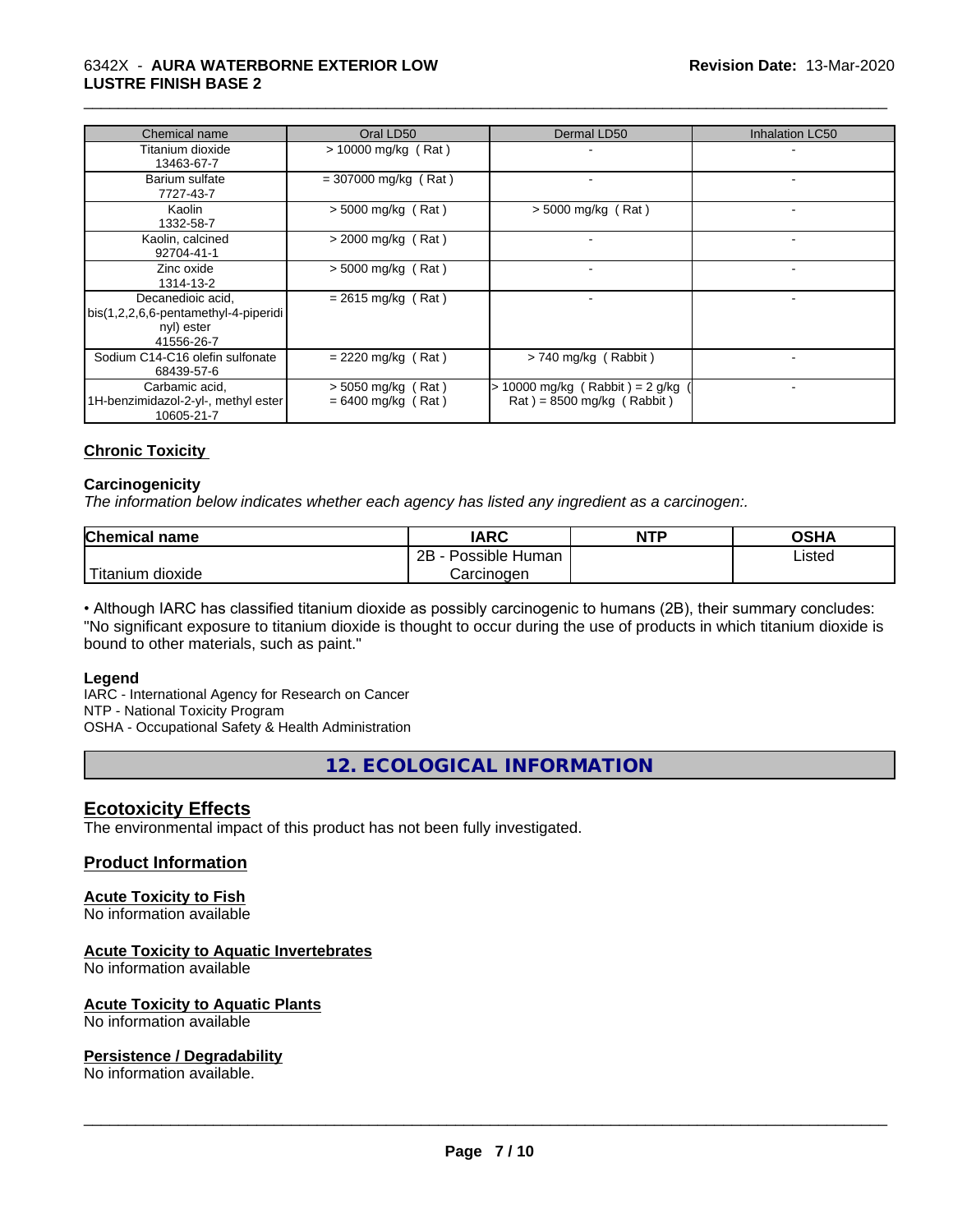| Chemical name | Oral LD50 | Dermal LD50 | Inhalation LC50 |
|---|---|---|---|
| Titanium dioxide 13463-67-7 | > 10000 mg/kg ( Rat ) | - | - |
| Barium sulfate 7727-43-7 | = 307000 mg/kg ( Rat ) | - | - |
| Kaolin 1332-58-7 | > 5000 mg/kg ( Rat ) | > 5000 mg/kg ( Rat ) | - |
| Kaolin, calcined 92704-41-1 | > 2000 mg/kg ( Rat ) | - | - |
| Zinc oxide 1314-13-2 | > 5000 mg/kg ( Rat ) | - | - |
| Decanedioic acid, bis(1,2,2,6,6-pentamethyl-4-piperidinyl) ester 41556-26-7 | = 2615 mg/kg ( Rat ) | - | - |
| Sodium C14-C16 olefin sulfonate 68439-57-6 | = 2220 mg/kg ( Rat ) | > 740 mg/kg ( Rabbit ) | - |
| Carbamic acid, 1H-benzimidazol-2-yl-, methyl ester 10605-21-7 | > 5050 mg/kg ( Rat ) = 6400 mg/kg ( Rat ) | > 10000 mg/kg ( Rabbit ) = 2 g/kg ( Rat ) = 8500 mg/kg ( Rabbit ) | - |

## Chronic Toxicity

### Carcinogenicity

*The information below indicates whether each agency has listed any ingredient as a carcinogen:.*

| Chemical name | IARC | NTP | OSHA |
|---|---|---|---|
| Titanium dioxide | 2B - Possible Human Carcinogen | | Listed |

• Although IARC has classified titanium dioxide as possibly carcinogenic to humans (2B), their summary concludes: "No significant exposure to titanium dioxide is thought to occur during the use of products in which titanium dioxide is bound to other materials, such as paint."

**Legend**

IARC - International Agency for Research on Cancer
NTP - National Toxicity Program
OSHA - Occupational Safety & Health Administration

# 12. ECOLOGICAL INFORMATION

## Ecotoxicity Effects

The environmental impact of this product has not been fully investigated.

## Product Information

### Acute Toxicity to Fish

No information available

### Acute Toxicity to Aquatic Invertebrates

No information available

### Acute Toxicity to Aquatic Plants

No information available

### Persistence / Degradability

No information available.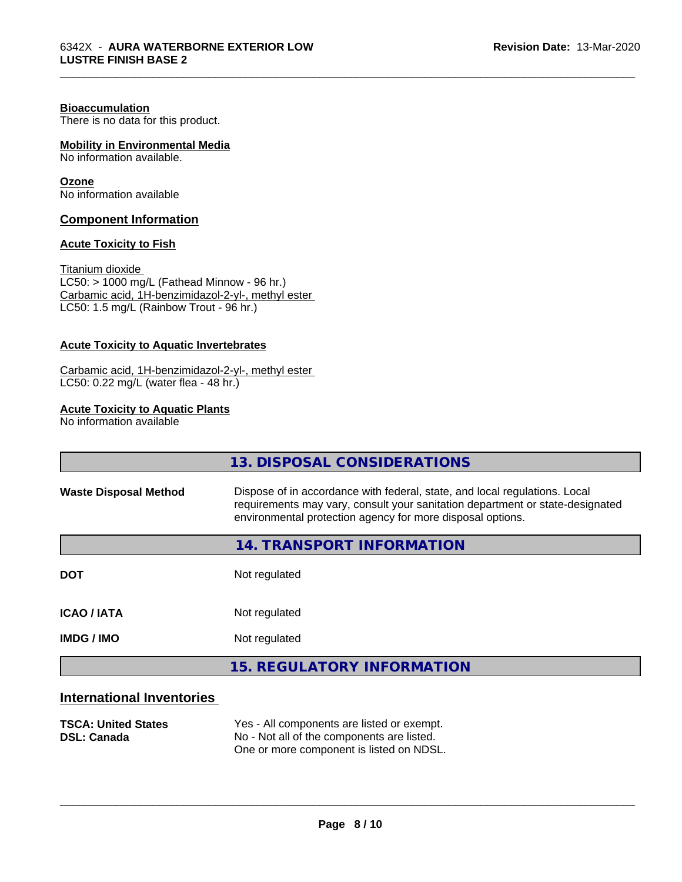**Bioaccumulation**
There is no data for this product.

**Mobility in Environmental Media**
No information available.

**Ozone**
No information available

## Component Information

**Acute Toxicity to Fish**

Titanium dioxide
LC50: > 1000 mg/L (Fathead Minnow - 96 hr.)
Carbamic acid, 1H-benzimidazol-2-yl-, methyl ester
LC50: 1.5 mg/L (Rainbow Trout - 96 hr.)

**Acute Toxicity to Aquatic Invertebrates**

Carbamic acid, 1H-benzimidazol-2-yl-, methyl ester
LC50: 0.22 mg/L (water flea - 48 hr.)

**Acute Toxicity to Aquatic Plants**
No information available

## 13. DISPOSAL CONSIDERATIONS

| | |
|---|---|
| **Waste Disposal Method** | Dispose of in accordance with federal, state, and local regulations. Local requirements may vary, consult your sanitation department or state-designated environmental protection agency for more disposal options. |

## 14. TRANSPORT INFORMATION

| | |
|---|---|
| **DOT** | Not regulated |
| **ICAO / IATA** | Not regulated |
| **IMDG / IMO** | Not regulated |

## 15. REGULATORY INFORMATION

### International Inventories

| | |
|---|---|
| **TSCA: United States** | Yes - All components are listed or exempt. |
| **DSL: Canada** | No - Not all of the components are listed. One or more component is listed on NDSL. |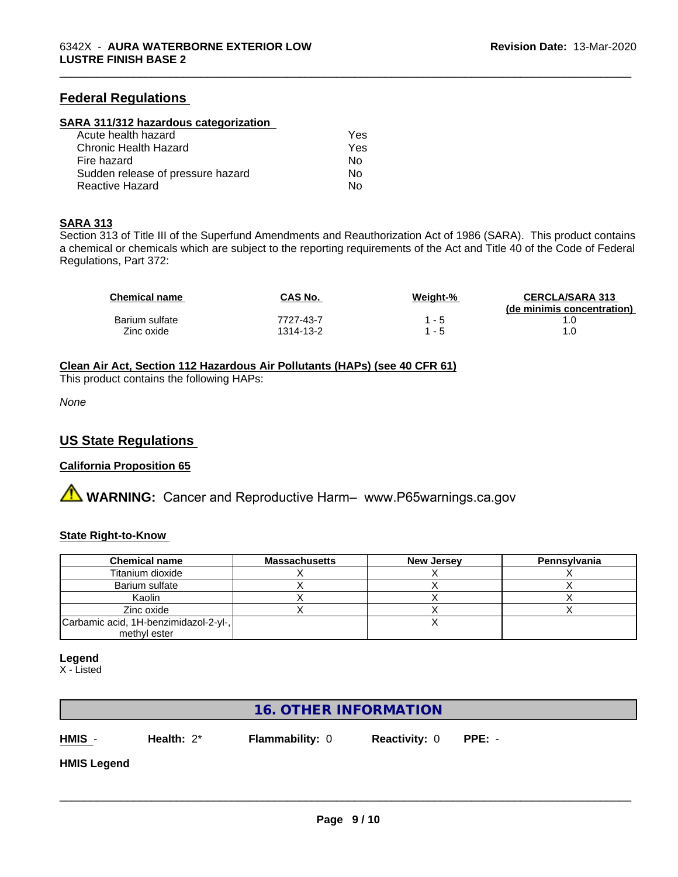## Federal Regulations

### SARA 311/312 hazardous categorization

| | |
|---|---|
| Acute health hazard | Yes |
| Chronic Health Hazard | Yes |
| Fire hazard | No |
| Sudden release of pressure hazard | No |
| Reactive Hazard | No |

### SARA 313

Section 313 of Title III of the Superfund Amendments and Reauthorization Act of 1986 (SARA). This product contains a chemical or chemicals which are subject to the reporting requirements of the Act and Title 40 of the Code of Federal Regulations, Part 372:

| Chemical name | CAS No. | Weight-% | CERCLA/SARA 313 (de minimis concentration) |
|---|---|---|---|
| Barium sulfate | 7727-43-7 | 1 - 5 | 1.0 |
| Zinc oxide | 1314-13-2 | 1 - 5 | 1.0 |

### Clean Air Act, Section 112 Hazardous Air Pollutants (HAPs) (see 40 CFR 61)

This product contains the following HAPs:

*None*

## US State Regulations

### California Proposition 65

⚠ **WARNING:** Cancer and Reproductive Harm– www.P65warnings.ca.gov

### State Right-to-Know

| Chemical name | Massachusetts | New Jersey | Pennsylvania |
|---|---|---|---|
| Titanium dioxide | X | X | X |
| Barium sulfate | X | X | X |
| Kaolin | X | X | X |
| Zinc oxide | X | X | X |
| Carbamic acid, 1H-benzimidazol-2-yl-, methyl ester | | X | |

**Legend**
X - Listed

# 16. OTHER INFORMATION

**HMIS** - **Health:** 2* **Flammability:** 0 **Reactivity:** 0 **PPE:** -

**HMIS Legend**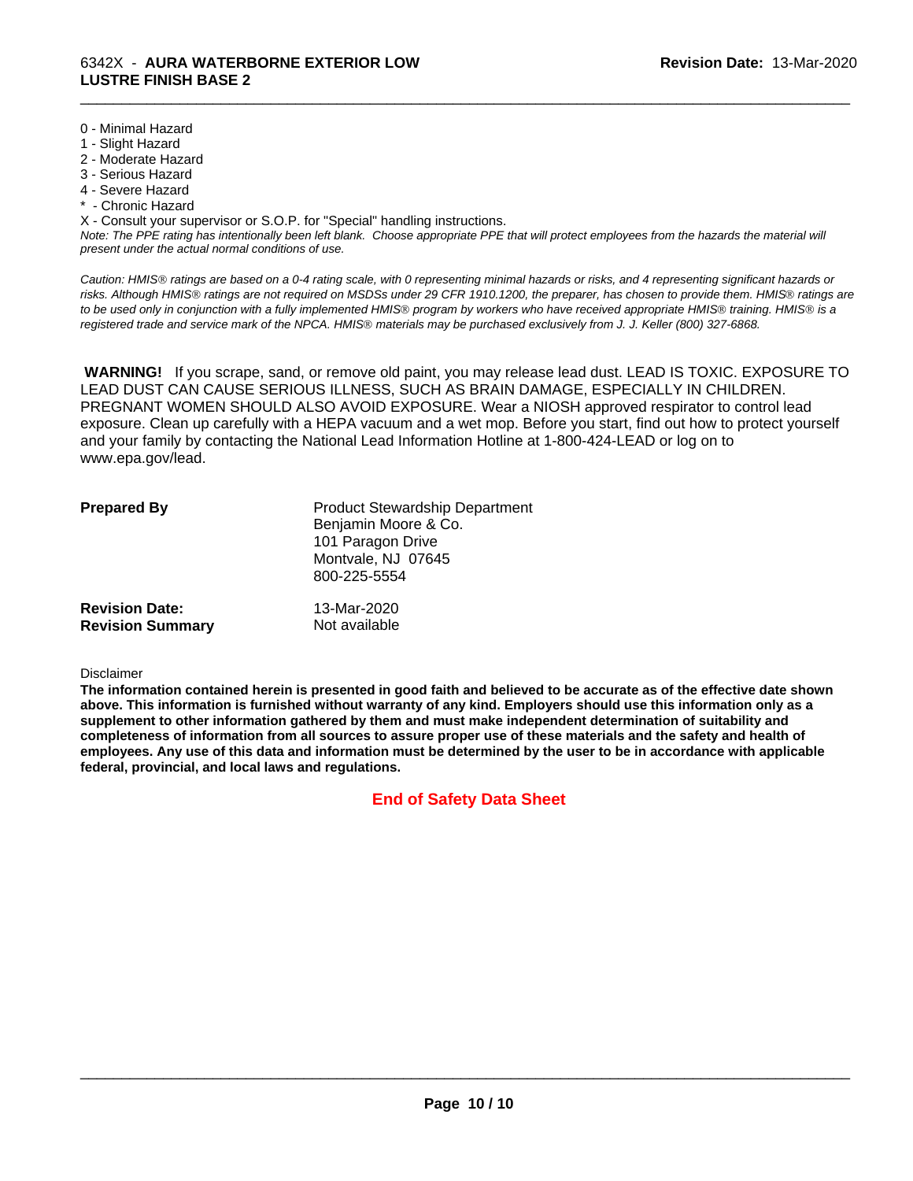0 - Minimal Hazard
1 - Slight Hazard
2 - Moderate Hazard
3 - Serious Hazard
4 - Severe Hazard
* - Chronic Hazard
X - Consult your supervisor or S.O.P. for "Special" handling instructions.

*Note: The PPE rating has intentionally been left blank. Choose appropriate PPE that will protect employees from the hazards the material will present under the actual normal conditions of use.*

*Caution: HMIS® ratings are based on a 0-4 rating scale, with 0 representing minimal hazards or risks, and 4 representing significant hazards or risks. Although HMIS® ratings are not required on MSDSs under 29 CFR 1910.1200, the preparer, has chosen to provide them. HMIS® ratings are to be used only in conjunction with a fully implemented HMIS® program by workers who have received appropriate HMIS® training. HMIS® is a registered trade and service mark of the NPCA. HMIS® materials may be purchased exclusively from J. J. Keller (800) 327-6868.*

**WARNING!** If you scrape, sand, or remove old paint, you may release lead dust. LEAD IS TOXIC. EXPOSURE TO LEAD DUST CAN CAUSE SERIOUS ILLNESS, SUCH AS BRAIN DAMAGE, ESPECIALLY IN CHILDREN. PREGNANT WOMEN SHOULD ALSO AVOID EXPOSURE. Wear a NIOSH approved respirator to control lead exposure. Clean up carefully with a HEPA vacuum and a wet mop. Before you start, find out how to protect yourself and your family by contacting the National Lead Information Hotline at 1-800-424-LEAD or log on to www.epa.gov/lead.

| | |
|---|---|
| **Prepared By** | Product Stewardship Department<br>Benjamin Moore & Co.<br>101 Paragon Drive<br>Montvale, NJ 07645<br>800-225-5554 |
| **Revision Date:** | 13-Mar-2020 |
| **Revision Summary** | Not available |

Disclaimer

**The information contained herein is presented in good faith and believed to be accurate as of the effective date shown above. This information is furnished without warranty of any kind. Employers should use this information only as a supplement to other information gathered by them and must make independent determination of suitability and completeness of information from all sources to assure proper use of these materials and the safety and health of employees. Any use of this data and information must be determined by the user to be in accordance with applicable federal, provincial, and local laws and regulations.**

**End of Safety Data Sheet**